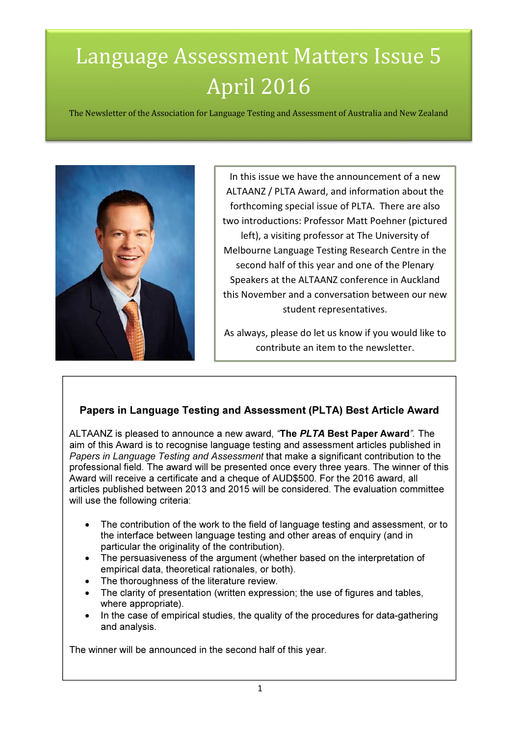# Language Assessment Matters Issue 5 April 2016

The Newsletter of the Association for Language Testing and Assessment of Australia and New Zealand

In this issue we have the announcement of a new ALTAANZ / PLTA Award, and information about the forthcoming special issue of PLTA. There are also two introductions: Professor Matt Poehner (pictured left), a visiting professor at The University of Melbourne Language Testing Research Centre in the second half of this year and one of the Plenary Speakers at the ALTAANZ conference in Auckland this November and a conversation between our new student representatives.

As always, please do let us know if you would like to contribute an item to the newsletter.

## Papers in Language Testing and Assessment (PLTA) Best Article Award

ALTAANZ is pleased to announce a new award, *"***The *PLTA* Best Paper Award***".* The aim of this Award is to recognise language testing and assessment articles published in *Papers in Language Testing and Assessment* that make a significant contribution to the professional field. The award will be presented once every three years. The winner of this Award will receive a certificate and a cheque of AUD$500. For the 2016 award, all articles published between 2013 and 2015 will be considered. The evaluation committee will use the following criteria:

- The contribution of the work to the field of language testing and assessment, or to the interface between language testing and other areas of enquiry (and in particular the originality of the contribution).
- The persuasiveness of the argument (whether based on the interpretation of empirical data, theoretical rationales, or both).
- The thoroughness of the literature review.
- The clarity of presentation (written expression; the use of figures and tables, where appropriate).
- In the case of empirical studies, the quality of the procedures for data-gathering and analysis.

The winner will be announced in the second half of this year.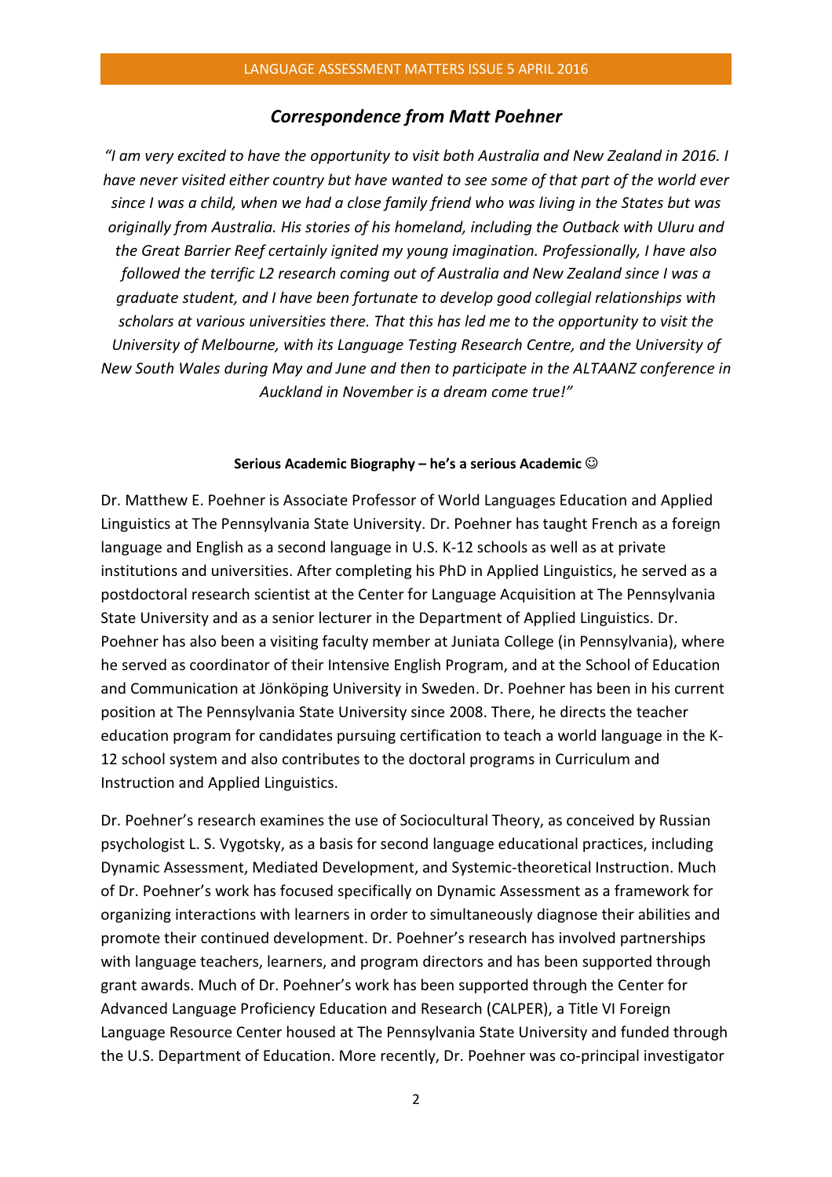## *Correspondence from Matt Poehner*

*"I am very excited to have the opportunity to visit both Australia and New Zealand in 2016. I have never visited either country but have wanted to see some of that part of the world ever since I was a child, when we had a close family friend who was living in the States but was originally from Australia. His stories of his homeland, including the Outback with Uluru and the Great Barrier Reef certainly ignited my young imagination. Professionally, I have also followed the terrific L2 research coming out of Australia and New Zealand since I was a graduate student, and I have been fortunate to develop good collegial relationships with scholars at various universities there. That this has led me to the opportunity to visit the University of Melbourne, with its Language Testing Research Centre, and the University of New South Wales during May and June and then to participate in the ALTAANZ conference in Auckland in November is a dream come true!"*

**Serious Academic Biography – he's a serious Academic ☺**

Dr. Matthew E. Poehner is Associate Professor of World Languages Education and Applied Linguistics at The Pennsylvania State University. Dr. Poehner has taught French as a foreign language and English as a second language in U.S. K-12 schools as well as at private institutions and universities. After completing his PhD in Applied Linguistics, he served as a postdoctoral research scientist at the Center for Language Acquisition at The Pennsylvania State University and as a senior lecturer in the Department of Applied Linguistics. Dr. Poehner has also been a visiting faculty member at Juniata College (in Pennsylvania), where he served as coordinator of their Intensive English Program, and at the School of Education and Communication at Jönköping University in Sweden. Dr. Poehner has been in his current position at The Pennsylvania State University since 2008. There, he directs the teacher education program for candidates pursuing certification to teach a world language in the K-12 school system and also contributes to the doctoral programs in Curriculum and Instruction and Applied Linguistics.

Dr. Poehner's research examines the use of Sociocultural Theory, as conceived by Russian psychologist L. S. Vygotsky, as a basis for second language educational practices, including Dynamic Assessment, Mediated Development, and Systemic-theoretical Instruction. Much of Dr. Poehner's work has focused specifically on Dynamic Assessment as a framework for organizing interactions with learners in order to simultaneously diagnose their abilities and promote their continued development. Dr. Poehner's research has involved partnerships with language teachers, learners, and program directors and has been supported through grant awards. Much of Dr. Poehner's work has been supported through the Center for Advanced Language Proficiency Education and Research (CALPER), a Title VI Foreign Language Resource Center housed at The Pennsylvania State University and funded through the U.S. Department of Education. More recently, Dr. Poehner was co-principal investigator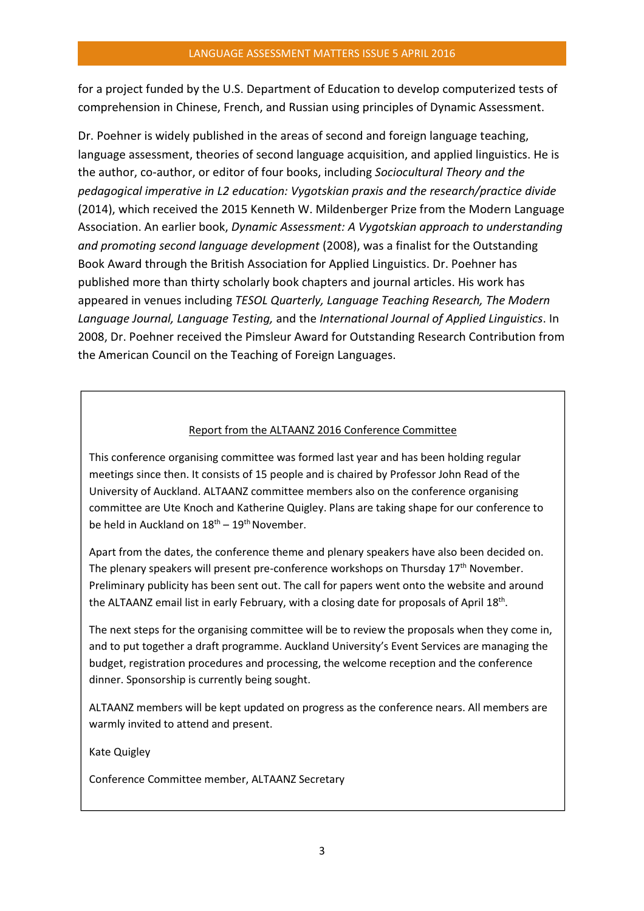for a project funded by the U.S. Department of Education to develop computerized tests of comprehension in Chinese, French, and Russian using principles of Dynamic Assessment.

Dr. Poehner is widely published in the areas of second and foreign language teaching, language assessment, theories of second language acquisition, and applied linguistics. He is the author, co-author, or editor of four books, including *Sociocultural Theory and the pedagogical imperative in L2 education: Vygotskian praxis and the research/practice divide* (2014), which received the 2015 Kenneth W. Mildenberger Prize from the Modern Language Association. An earlier book, *Dynamic Assessment: A Vygotskian approach to understanding and promoting second language development* (2008), was a finalist for the Outstanding Book Award through the British Association for Applied Linguistics. Dr. Poehner has published more than thirty scholarly book chapters and journal articles. His work has appeared in venues including *TESOL Quarterly, Language Teaching Research, The Modern Language Journal, Language Testing,* and the *International Journal of Applied Linguistics*. In 2008, Dr. Poehner received the Pimsleur Award for Outstanding Research Contribution from the American Council on the Teaching of Foreign Languages.

## Report from the ALTAANZ 2016 Conference Committee

This conference organising committee was formed last year and has been holding regular meetings since then. It consists of 15 people and is chaired by Professor John Read of the University of Auckland. ALTAANZ committee members also on the conference organising committee are Ute Knoch and Katherine Quigley. Plans are taking shape for our conference to be held in Auckland on 18th – 19th November.

Apart from the dates, the conference theme and plenary speakers have also been decided on. The plenary speakers will present pre-conference workshops on Thursday 17th November. Preliminary publicity has been sent out. The call for papers went onto the website and around the ALTAANZ email list in early February, with a closing date for proposals of April 18th.

The next steps for the organising committee will be to review the proposals when they come in, and to put together a draft programme. Auckland University's Event Services are managing the budget, registration procedures and processing, the welcome reception and the conference dinner. Sponsorship is currently being sought.

ALTAANZ members will be kept updated on progress as the conference nears. All members are warmly invited to attend and present.

Kate Quigley

Conference Committee member, ALTAANZ Secretary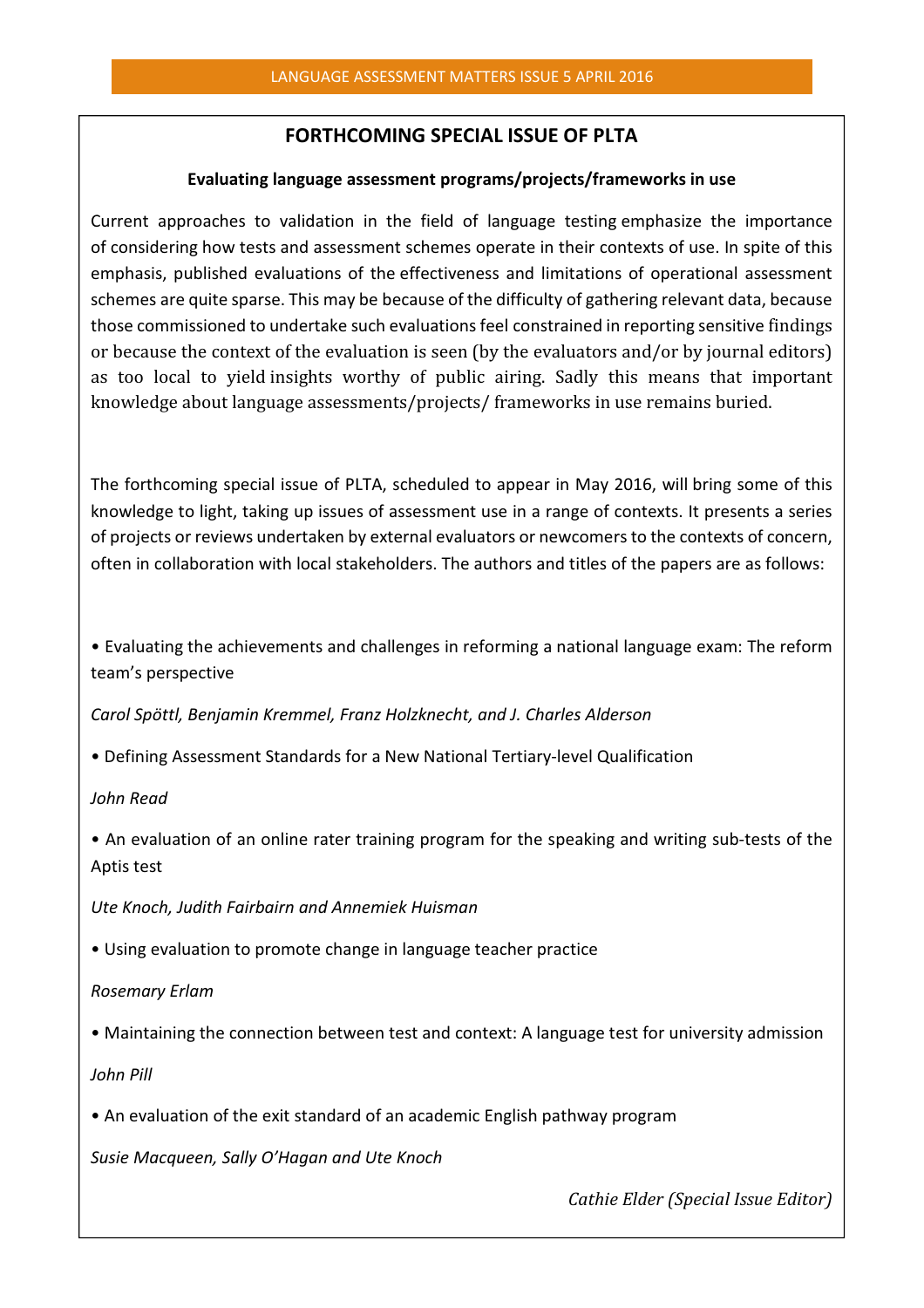## FORTHCOMING SPECIAL ISSUE OF PLTA

**Evaluating language assessment programs/projects/frameworks in use**

Current approaches to validation in the field of language testing emphasize the importance of considering how tests and assessment schemes operate in their contexts of use. In spite of this emphasis, published evaluations of the effectiveness and limitations of operational assessment schemes are quite sparse. This may be because of the difficulty of gathering relevant data, because those commissioned to undertake such evaluations feel constrained in reporting sensitive findings or because the context of the evaluation is seen (by the evaluators and/or by journal editors) as too local to yield insights worthy of public airing. Sadly this means that important knowledge about language assessments/projects/ frameworks in use remains buried.

The forthcoming special issue of PLTA, scheduled to appear in May 2016, will bring some of this knowledge to light, taking up issues of assessment use in a range of contexts. It presents a series of projects or reviews undertaken by external evaluators or newcomers to the contexts of concern, often in collaboration with local stakeholders. The authors and titles of the papers are as follows:

• Evaluating the achievements and challenges in reforming a national language exam: The reform team's perspective

*Carol Spöttl, Benjamin Kremmel, Franz Holzknecht, and J. Charles Alderson*

• Defining Assessment Standards for a New National Tertiary-level Qualification

*John Read*

• An evaluation of an online rater training program for the speaking and writing sub-tests of the Aptis test

*Ute Knoch, Judith Fairbairn and Annemiek Huisman*

• Using evaluation to promote change in language teacher practice

*Rosemary Erlam*

• Maintaining the connection between test and context: A language test for university admission

*John Pill*

• An evaluation of the exit standard of an academic English pathway program

*Susie Macqueen, Sally O'Hagan and Ute Knoch*

*Cathie Elder (Special Issue Editor)*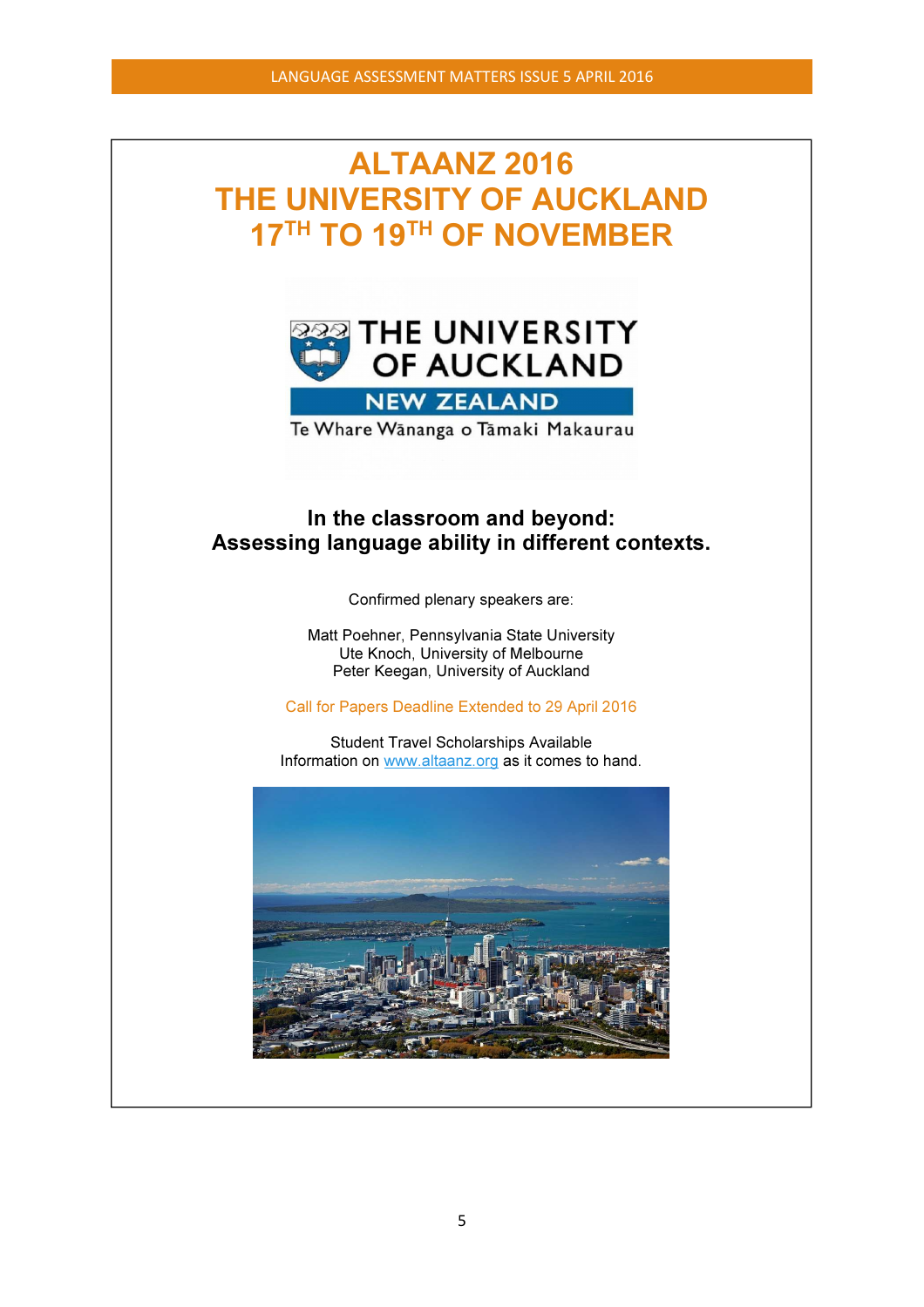# ALTAANZ 2016
# THE UNIVERSITY OF AUCKLAND
# 17TH TO 19TH OF NOVEMBER

THE UNIVERSITY OF AUCKLAND
NEW ZEALAND
Te Whare Wānanga o Tāmaki Makaurau

## In the classroom and beyond: Assessing language ability in different contexts.

Confirmed plenary speakers are:

Matt Poehner, Pennsylvania State University
Ute Knoch, University of Melbourne
Peter Keegan, University of Auckland

Call for Papers Deadline Extended to 29 April 2016

Student Travel Scholarships Available
Information on www.altaanz.org as it comes to hand.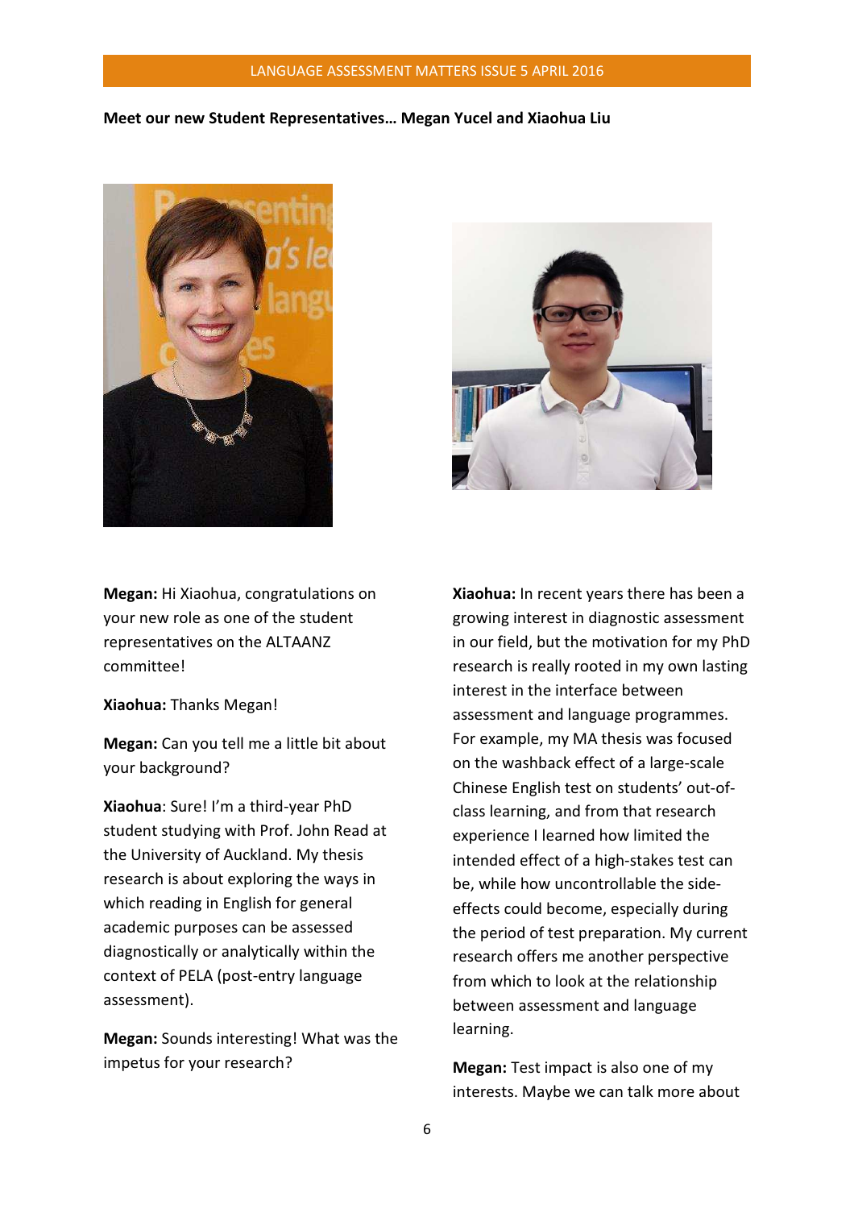**Meet our new Student Representatives… Megan Yucel and Xiaohua Liu**

**Megan:** Hi Xiaohua, congratulations on your new role as one of the student representatives on the ALTAANZ committee!

**Xiaohua:** Thanks Megan!

**Megan:** Can you tell me a little bit about your background?

**Xiaohua**: Sure! I'm a third-year PhD student studying with Prof. John Read at the University of Auckland. My thesis research is about exploring the ways in which reading in English for general academic purposes can be assessed diagnostically or analytically within the context of PELA (post-entry language assessment).

**Megan:** Sounds interesting! What was the impetus for your research?

**Xiaohua:** In recent years there has been a growing interest in diagnostic assessment in our field, but the motivation for my PhD research is really rooted in my own lasting interest in the interface between assessment and language programmes. For example, my MA thesis was focused on the washback effect of a large-scale Chinese English test on students' out-of-class learning, and from that research experience I learned how limited the intended effect of a high-stakes test can be, while how uncontrollable the side-effects could become, especially during the period of test preparation. My current research offers me another perspective from which to look at the relationship between assessment and language learning.

**Megan:** Test impact is also one of my interests. Maybe we can talk more about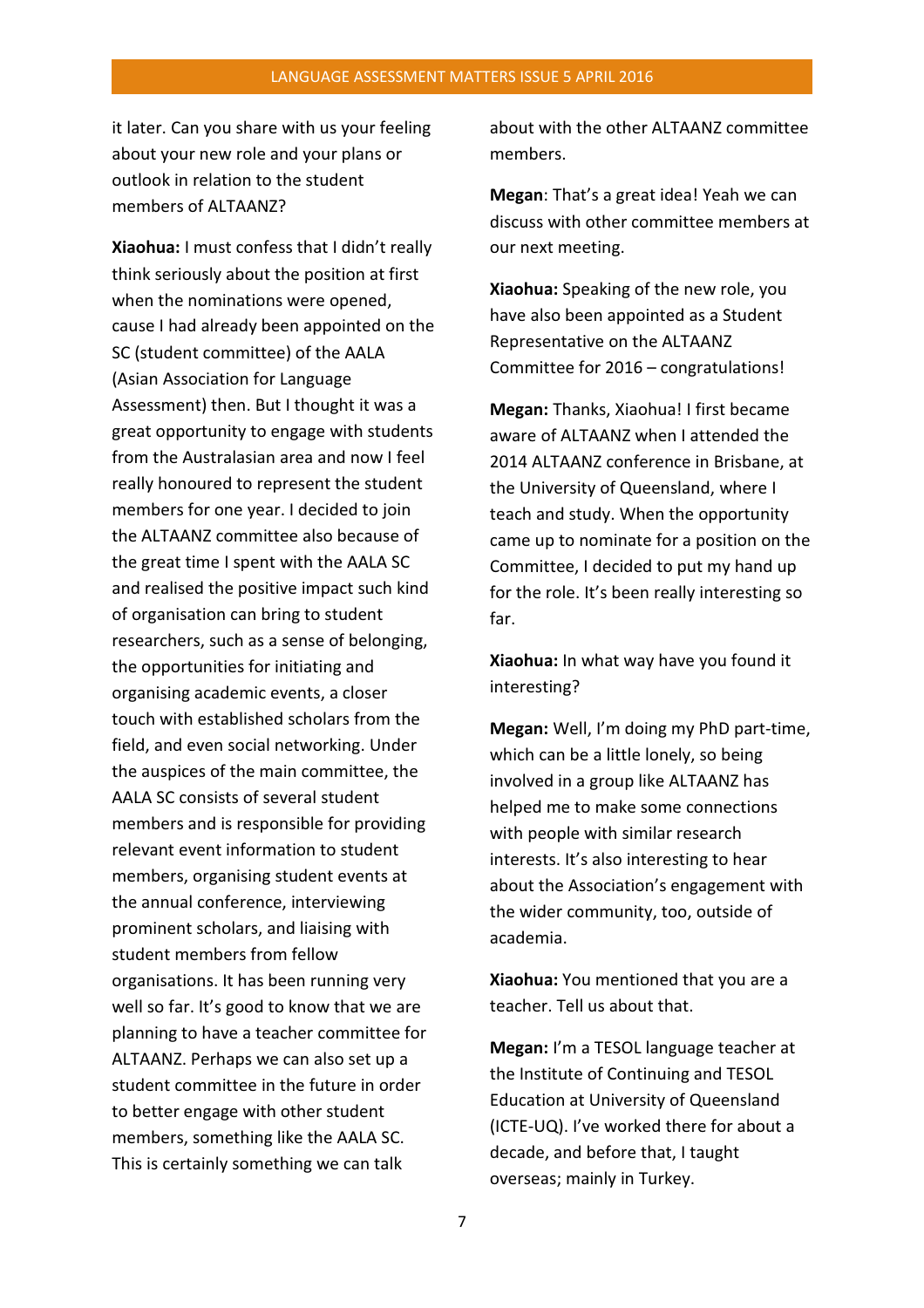it later. Can you share with us your feeling about your new role and your plans or outlook in relation to the student members of ALTAANZ?

**Xiaohua:** I must confess that I didn't really think seriously about the position at first when the nominations were opened, cause I had already been appointed on the SC (student committee) of the AALA (Asian Association for Language Assessment) then. But I thought it was a great opportunity to engage with students from the Australasian area and now I feel really honoured to represent the student members for one year. I decided to join the ALTAANZ committee also because of the great time I spent with the AALA SC and realised the positive impact such kind of organisation can bring to student researchers, such as a sense of belonging, the opportunities for initiating and organising academic events, a closer touch with established scholars from the field, and even social networking. Under the auspices of the main committee, the AALA SC consists of several student members and is responsible for providing relevant event information to student members, organising student events at the annual conference, interviewing prominent scholars, and liaising with student members from fellow organisations. It has been running very well so far. It's good to know that we are planning to have a teacher committee for ALTAANZ. Perhaps we can also set up a student committee in the future in order to better engage with other student members, something like the AALA SC. This is certainly something we can talk about with the other ALTAANZ committee members.

**Megan**: That's a great idea! Yeah we can discuss with other committee members at our next meeting.

**Xiaohua:** Speaking of the new role, you have also been appointed as a Student Representative on the ALTAANZ Committee for 2016 – congratulations!

**Megan:** Thanks, Xiaohua! I first became aware of ALTAANZ when I attended the 2014 ALTAANZ conference in Brisbane, at the University of Queensland, where I teach and study. When the opportunity came up to nominate for a position on the Committee, I decided to put my hand up for the role. It's been really interesting so far.

**Xiaohua:** In what way have you found it interesting?

**Megan:** Well, I'm doing my PhD part-time, which can be a little lonely, so being involved in a group like ALTAANZ has helped me to make some connections with people with similar research interests. It's also interesting to hear about the Association's engagement with the wider community, too, outside of academia.

**Xiaohua:** You mentioned that you are a teacher. Tell us about that.

**Megan:** I'm a TESOL language teacher at the Institute of Continuing and TESOL Education at University of Queensland (ICTE-UQ). I've worked there for about a decade, and before that, I taught overseas; mainly in Turkey.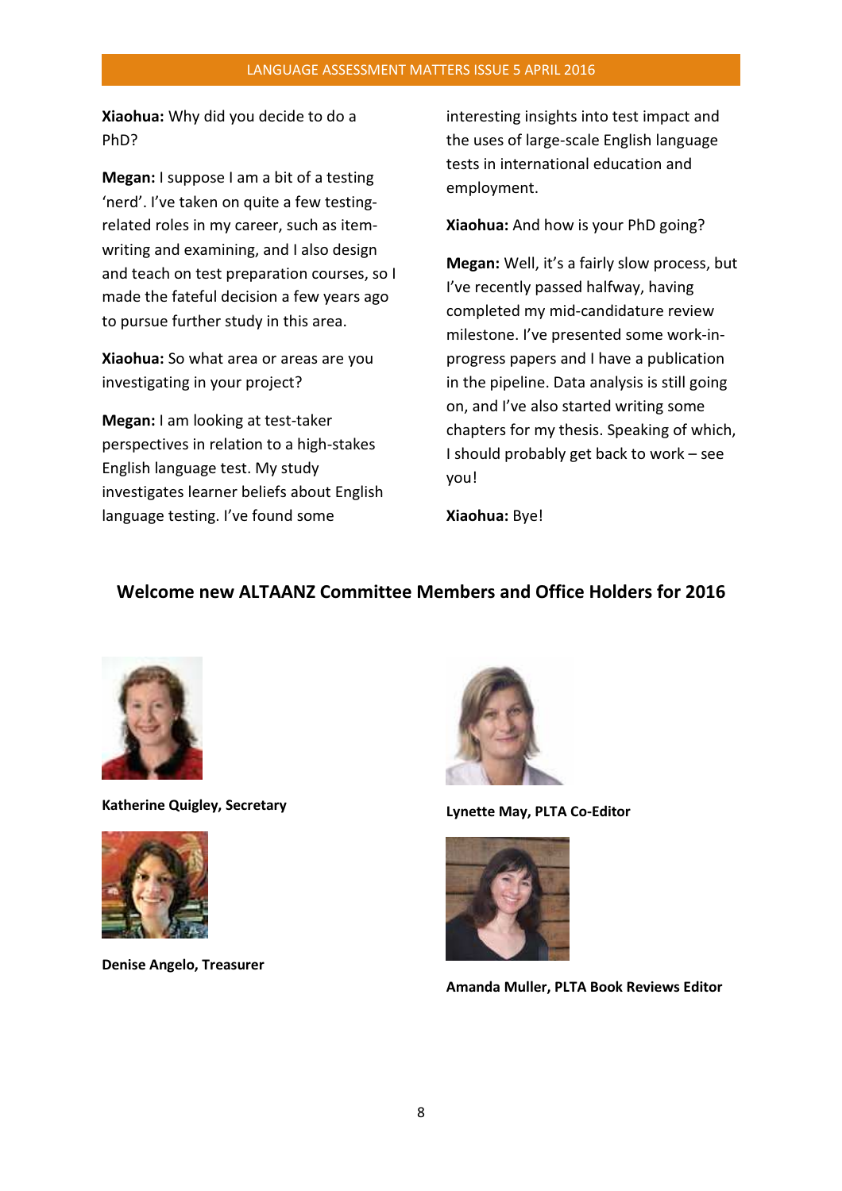**Xiaohua:** Why did you decide to do a PhD?

**Megan:** I suppose I am a bit of a testing 'nerd'. I've taken on quite a few testing-related roles in my career, such as item-writing and examining, and I also design and teach on test preparation courses, so I made the fateful decision a few years ago to pursue further study in this area.

**Xiaohua:** So what area or areas are you investigating in your project?

**Megan:** I am looking at test-taker perspectives in relation to a high-stakes English language test. My study investigates learner beliefs about English language testing. I've found some interesting insights into test impact and the uses of large-scale English language tests in international education and employment.

**Xiaohua:** And how is your PhD going?

**Megan:** Well, it's a fairly slow process, but I've recently passed halfway, having completed my mid-candidature review milestone. I've presented some work-in-progress papers and I have a publication in the pipeline. Data analysis is still going on, and I've also started writing some chapters for my thesis. Speaking of which, I should probably get back to work – see you!

**Xiaohua:** Bye!

## Welcome new ALTAANZ Committee Members and Office Holders for 2016

**Katherine Quigley, Secretary**

**Lynette May, PLTA Co-Editor**

**Denise Angelo, Treasurer**

**Amanda Muller, PLTA Book Reviews Editor**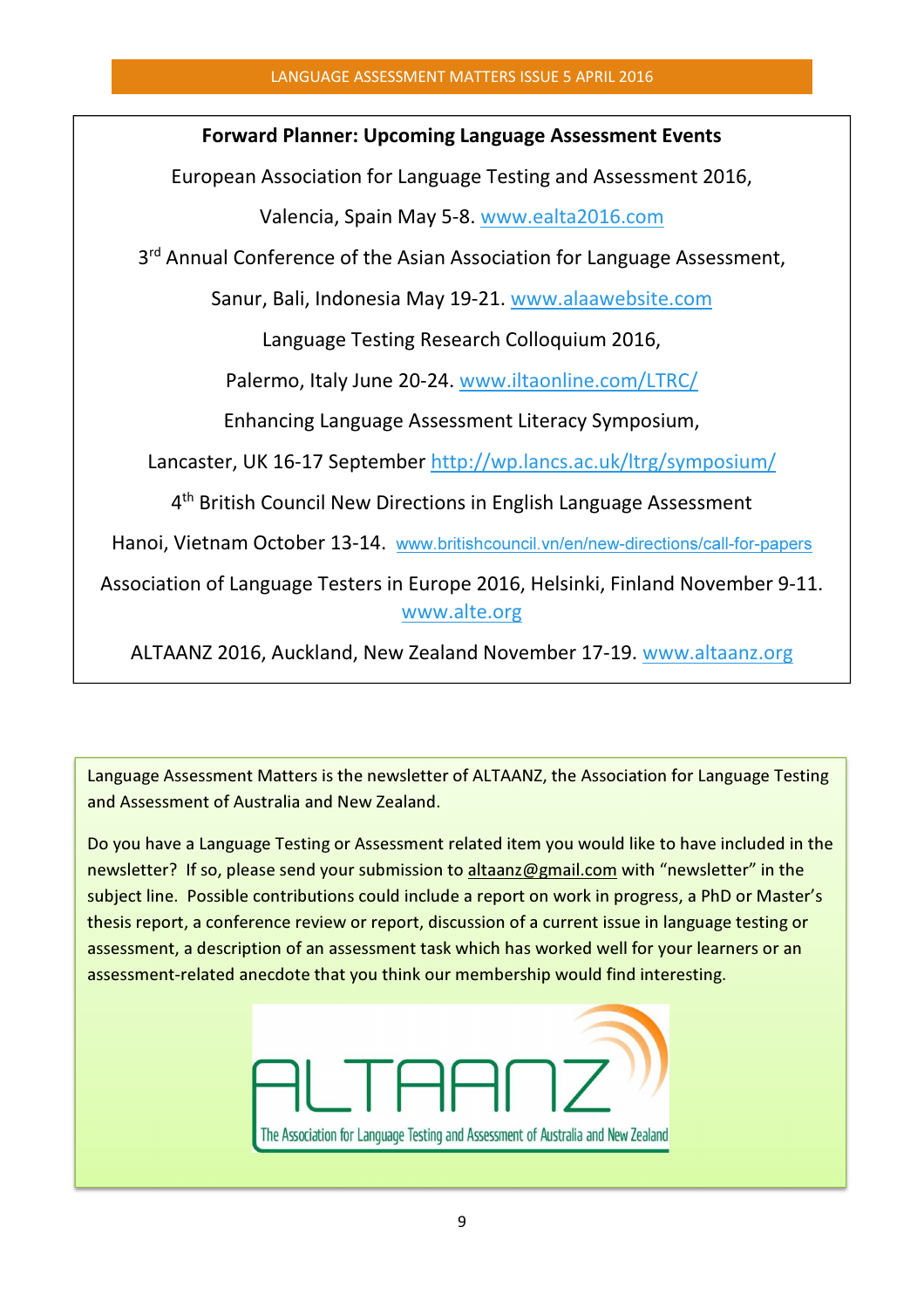**Forward Planner: Upcoming Language Assessment Events**

European Association for Language Testing and Assessment 2016,

Valencia, Spain May 5-8. www.ealta2016.com

3rd Annual Conference of the Asian Association for Language Assessment,

Sanur, Bali, Indonesia May 19-21. www.alaawebsite.com

Language Testing Research Colloquium 2016,

Palermo, Italy June 20-24. www.iltaonline.com/LTRC/

Enhancing Language Assessment Literacy Symposium,

Lancaster, UK 16-17 September http://wp.lancs.ac.uk/ltrg/symposium/

4th British Council New Directions in English Language Assessment

Hanoi, Vietnam October 13-14. www.britishcouncil.vn/en/new-directions/call-for-papers

Association of Language Testers in Europe 2016, Helsinki, Finland November 9-11. www.alte.org

ALTAANZ 2016, Auckland, New Zealand November 17-19. www.altaanz.org

Language Assessment Matters is the newsletter of ALTAANZ, the Association for Language Testing and Assessment of Australia and New Zealand.

Do you have a Language Testing or Assessment related item you would like to have included in the newsletter? If so, please send your submission to altaanz@gmail.com with "newsletter" in the subject line. Possible contributions could include a report on work in progress, a PhD or Master's thesis report, a conference review or report, discussion of a current issue in language testing or assessment, a description of an assessment task which has worked well for your learners or an assessment-related anecdote that you think our membership would find interesting.

ALTAANZ

The Association for Language Testing and Assessment of Australia and New Zealand